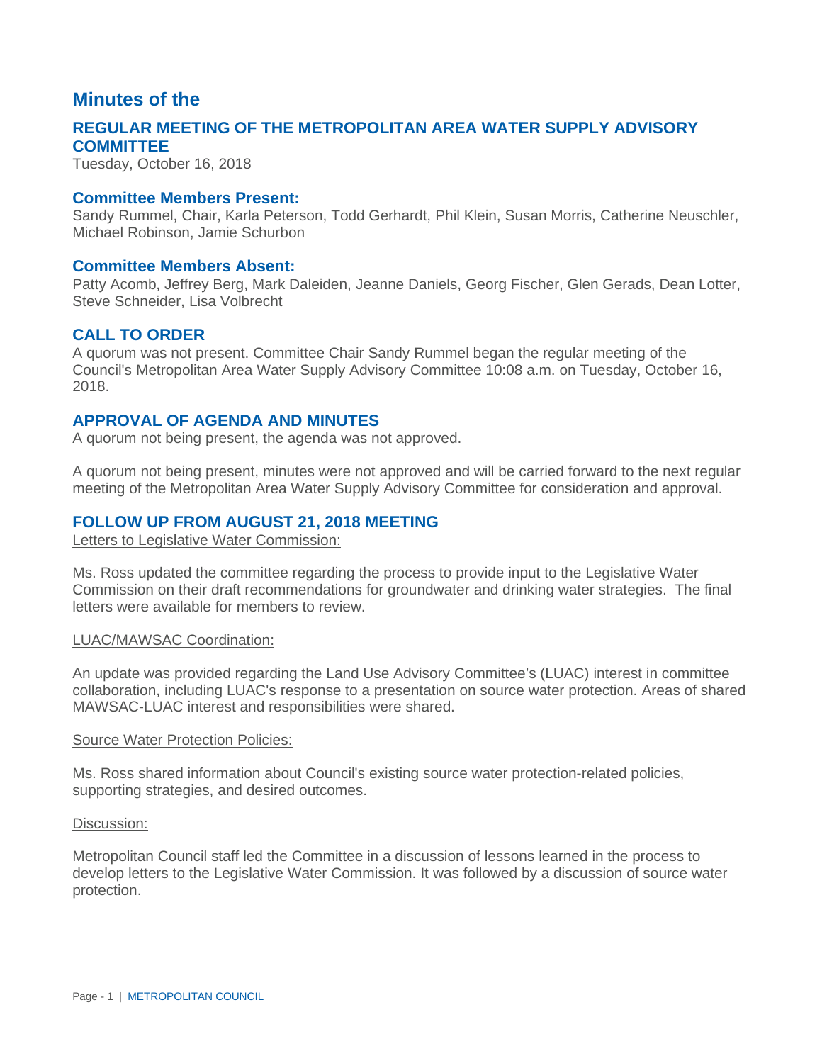# Minutes of the

## REGULAR MEETING OF THE METROPOLITAN AREA WATER SUPPLY ADVISORY COMMITTEE

Tuesday, October 16, 2018

### Committee Members Present:

Sandy Rummel, Chair, Karla Peterson, Todd Gerhardt, Phil Klein, Susan Morris, Catherine Neuschler, Michael Robinson, Jamie Schurbon

### Committee Members Absent:

Patty Acomb, Jeffrey Berg, Mark Daleiden, Jeanne Daniels, Georg Fischer, Glen Gerads, Dean Lotter, Steve Schneider, Lisa Volbrecht

### CALL TO ORDER

A quorum was not present. Committee Chair Sandy Rummel began the regular meeting of the Council's Metropolitan Area Water Supply Advisory Committee 10:08 a.m. on Tuesday, October 16, 2018.

### APPROVAL OF AGENDA AND MINUTES

A quorum not being present, the agenda was not approved.

A quorum not being present, minutes were not approved and will be carried forward to the next regular meeting of the Metropolitan Area Water Supply Advisory Committee for consideration and approval.

### FOLLOW UP FROM AUGUST 21, 2018 MEETING

Letters to Legislative Water Commission:

Ms. Ross updated the committee regarding the process to provide input to the Legislative Water Commission on their draft recommendations for groundwater and drinking water strategies. The final letters were available for members to review.

LUAC/MAWSAC Coordination:

An update was provided regarding the Land Use Advisory Committee's (LUAC) interest in committee collaboration, including LUAC's response to a presentation on source water protection. Areas of shared MAWSAC-LUAC interest and responsibilities were shared.

Source Water Protection Policies:

Ms. Ross shared information about Council's existing source water protection-related policies, supporting strategies, and desired outcomes.

Discussion:

Metropolitan Council staff led the Committee in a discussion of lessons learned in the process to develop letters to the Legislative Water Commission. It was followed by a discussion of source water protection.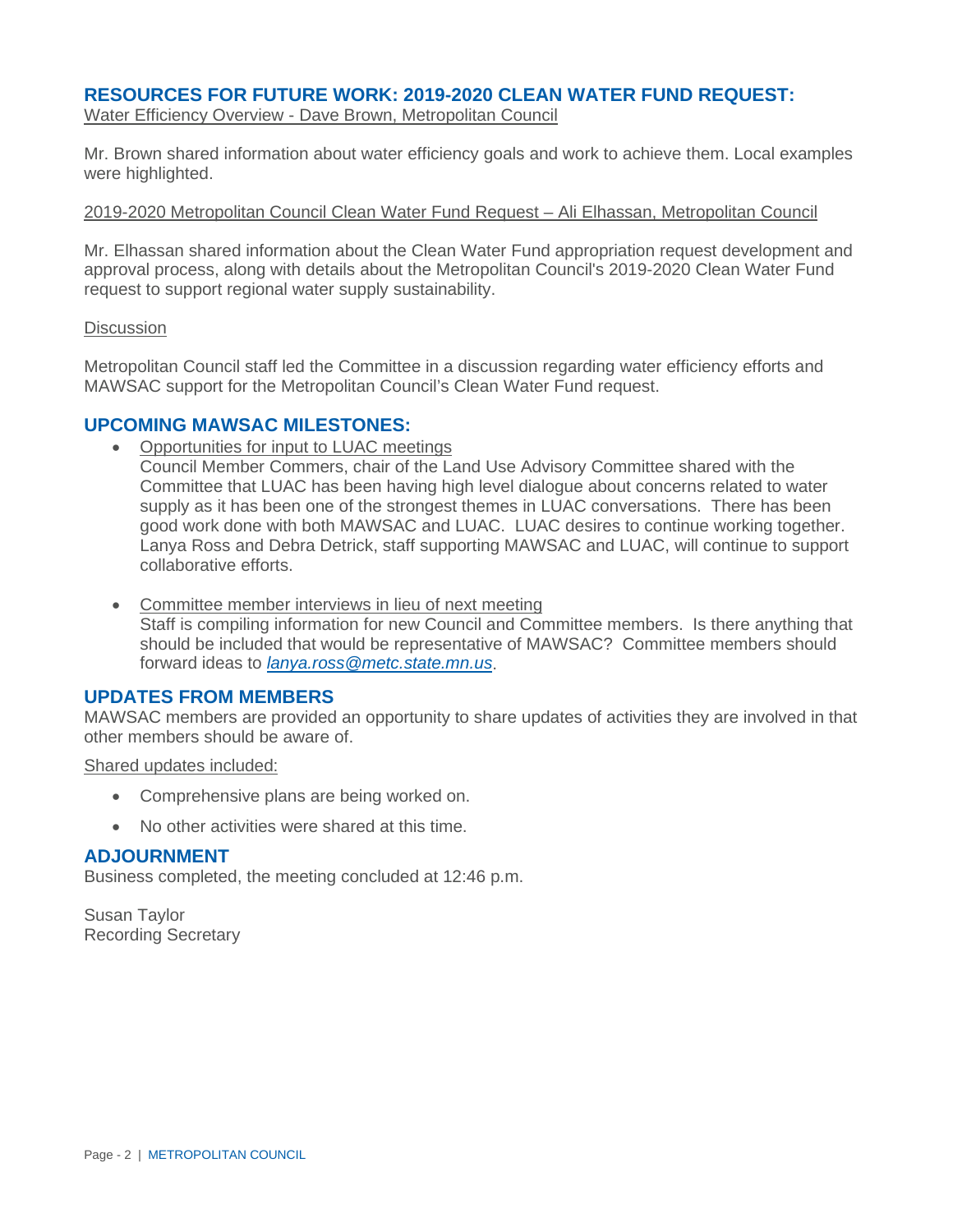## RESOURCES FOR FUTURE WORK: 2019-2020 CLEAN WATER FUND REQUEST:

Water Efficiency Overview - Dave Brown, Metropolitan Council

Mr. Brown shared information about water efficiency goals and work to achieve them. Local examples were highlighted.

2019-2020 Metropolitan Council Clean Water Fund Request – Ali Elhassan, Metropolitan Council

Mr. Elhassan shared information about the Clean Water Fund appropriation request development and approval process, along with details about the Metropolitan Council's 2019-2020 Clean Water Fund request to support regional water supply sustainability.

Discussion

Metropolitan Council staff led the Committee in a discussion regarding water efficiency efforts and MAWSAC support for the Metropolitan Council's Clean Water Fund request.

## UPCOMING MAWSAC MILESTONES:

- Opportunities for input to LUAC meetings
  Council Member Commers, chair of the Land Use Advisory Committee shared with the Committee that LUAC has been having high level dialogue about concerns related to water supply as it has been one of the strongest themes in LUAC conversations. There has been good work done with both MAWSAC and LUAC. LUAC desires to continue working together. Lanya Ross and Debra Detrick, staff supporting MAWSAC and LUAC, will continue to support collaborative efforts.

- Committee member interviews in lieu of next meeting
  Staff is compiling information for new Council and Committee members. Is there anything that should be included that would be representative of MAWSAC? Committee members should forward ideas to *lanya.ross@metc.state.mn.us*.

## UPDATES FROM MEMBERS

MAWSAC members are provided an opportunity to share updates of activities they are involved in that other members should be aware of.

Shared updates included:

- Comprehensive plans are being worked on.
- No other activities were shared at this time.

## ADJOURNMENT

Business completed, the meeting concluded at 12:46 p.m.

Susan Taylor
Recording Secretary